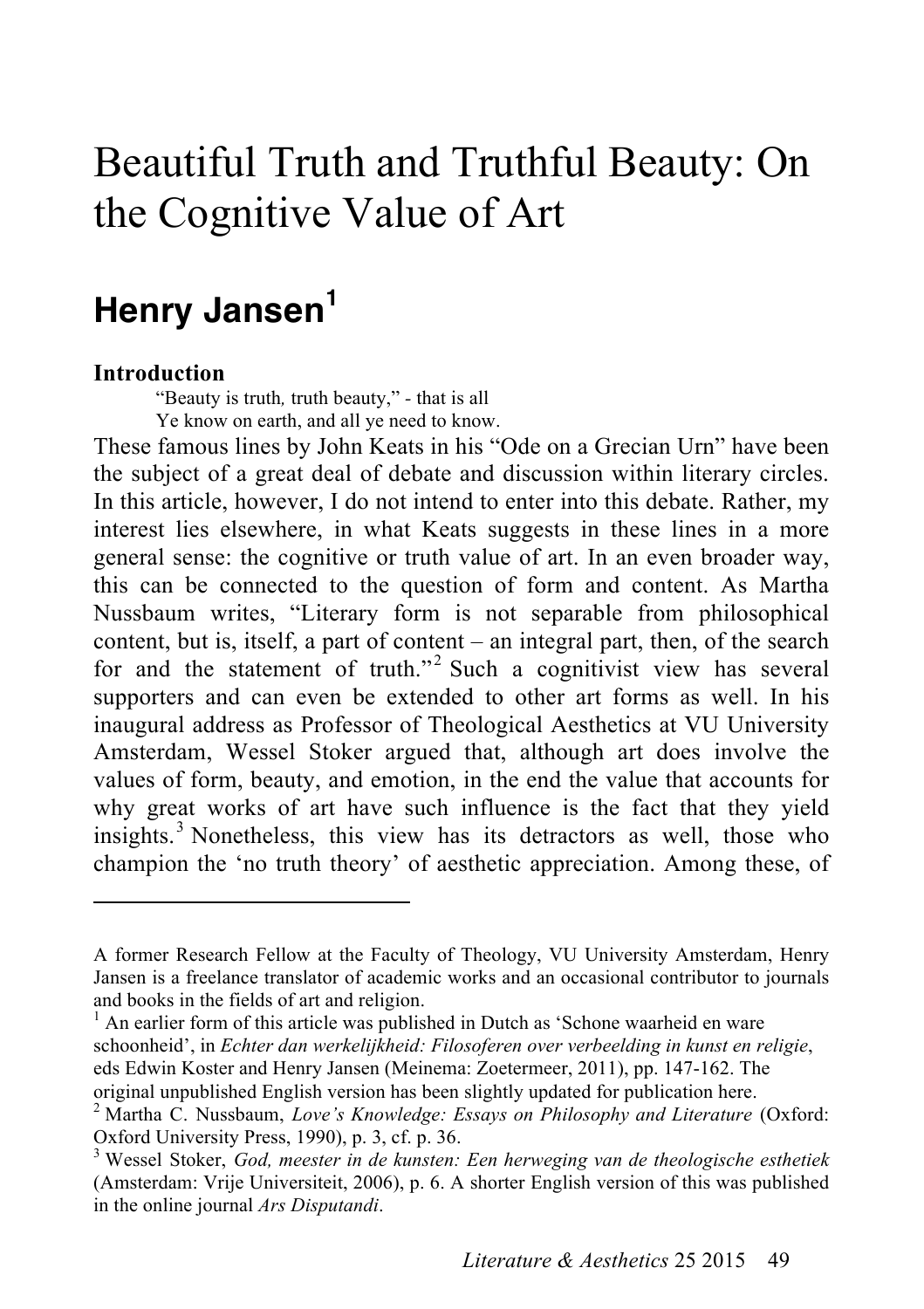# Beautiful Truth and Truthful Beauty: On the Cognitive Value of Art

## Henry Jansen[1]

**Introduction**

> "Beauty is truth*,* truth beauty," - that is all
> Ye know on earth, and all ye need to know.

These famous lines by John Keats in his "Ode on a Grecian Urn" have been the subject of a great deal of debate and discussion within literary circles. In this article, however, I do not intend to enter into this debate. Rather, my interest lies elsewhere, in what Keats suggests in these lines in a more general sense: the cognitive or truth value of art. In an even broader way, this can be connected to the question of form and content. As Martha Nussbaum writes, "Literary form is not separable from philosophical content, but is, itself, a part of content – an integral part, then, of the search for and the statement of truth."[2] Such a cognitivist view has several supporters and can even be extended to other art forms as well. In his inaugural address as Professor of Theological Aesthetics at VU University Amsterdam, Wessel Stoker argued that, although art does involve the values of form, beauty, and emotion, in the end the value that accounts for why great works of art have such influence is the fact that they yield insights.[3] Nonetheless, this view has its detractors as well, those who champion the 'no truth theory' of aesthetic appreciation. Among these, of

---

A former Research Fellow at the Faculty of Theology, VU University Amsterdam, Henry Jansen is a freelance translator of academic works and an occasional contributor to journals and books in the fields of art and religion.

[1] An earlier form of this article was published in Dutch as 'Schone waarheid en ware schoonheid', in *Echter dan werkelijkheid: Filosoferen over verbeelding in kunst en religie*, eds Edwin Koster and Henry Jansen (Meinema: Zoetermeer, 2011), pp. 147-162. The original unpublished English version has been slightly updated for publication here.

[2] Martha C. Nussbaum, *Love's Knowledge: Essays on Philosophy and Literature* (Oxford: Oxford University Press, 1990), p. 3, cf. p. 36.

[3] Wessel Stoker, *God, meester in de kunsten: Een herweging van de theologische esthetiek* (Amsterdam: Vrije Universiteit, 2006), p. 6. A shorter English version of this was published in the online journal *Ars Disputandi*.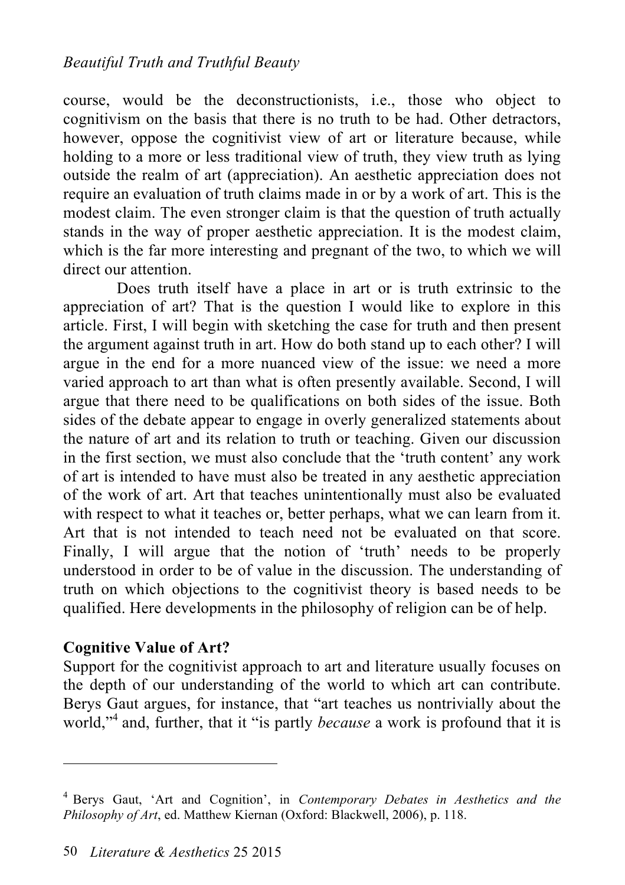course, would be the deconstructionists, i.e., those who object to cognitivism on the basis that there is no truth to be had. Other detractors, however, oppose the cognitivist view of art or literature because, while holding to a more or less traditional view of truth, they view truth as lying outside the realm of art (appreciation). An aesthetic appreciation does not require an evaluation of truth claims made in or by a work of art. This is the modest claim. The even stronger claim is that the question of truth actually stands in the way of proper aesthetic appreciation. It is the modest claim, which is the far more interesting and pregnant of the two, to which we will direct our attention.

Does truth itself have a place in art or is truth extrinsic to the appreciation of art? That is the question I would like to explore in this article. First, I will begin with sketching the case for truth and then present the argument against truth in art. How do both stand up to each other? I will argue in the end for a more nuanced view of the issue: we need a more varied approach to art than what is often presently available. Second, I will argue that there need to be qualifications on both sides of the issue. Both sides of the debate appear to engage in overly generalized statements about the nature of art and its relation to truth or teaching. Given our discussion in the first section, we must also conclude that the 'truth content' any work of art is intended to have must also be treated in any aesthetic appreciation of the work of art. Art that teaches unintentionally must also be evaluated with respect to what it teaches or, better perhaps, what we can learn from it. Art that is not intended to teach need not be evaluated on that score. Finally, I will argue that the notion of 'truth' needs to be properly understood in order to be of value in the discussion. The understanding of truth on which objections to the cognitivist theory is based needs to be qualified. Here developments in the philosophy of religion can be of help.

**Cognitive Value of Art?**

Support for the cognitivist approach to art and literature usually focuses on the depth of our understanding of the world to which art can contribute. Berys Gaut argues, for instance, that "art teaches us nontrivially about the world,"[4] and, further, that it "is partly *because* a work is profound that it is

---

[4] Berys Gaut, 'Art and Cognition', in *Contemporary Debates in Aesthetics and the Philosophy of Art*, ed. Matthew Kiernan (Oxford: Blackwell, 2006), p. 118.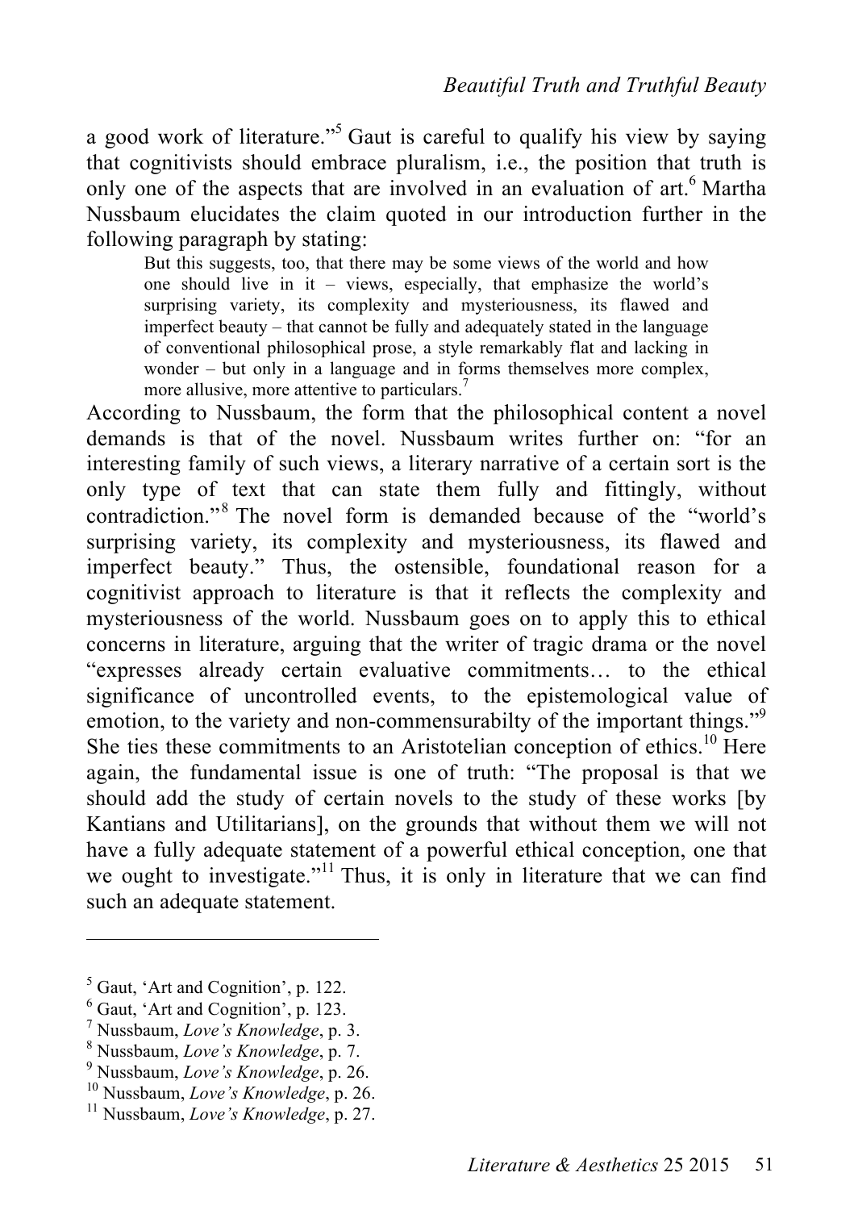a good work of literature."[5] Gaut is careful to qualify his view by saying that cognitivists should embrace pluralism, i.e., the position that truth is only one of the aspects that are involved in an evaluation of art.[6] Martha Nussbaum elucidates the claim quoted in our introduction further in the following paragraph by stating:

> But this suggests, too, that there may be some views of the world and how one should live in it – views, especially, that emphasize the world's surprising variety, its complexity and mysteriousness, its flawed and imperfect beauty – that cannot be fully and adequately stated in the language of conventional philosophical prose, a style remarkably flat and lacking in wonder – but only in a language and in forms themselves more complex, more allusive, more attentive to particulars.[7]

According to Nussbaum, the form that the philosophical content a novel demands is that of the novel. Nussbaum writes further on: "for an interesting family of such views, a literary narrative of a certain sort is the only type of text that can state them fully and fittingly, without contradiction."[8] The novel form is demanded because of the "world's surprising variety, its complexity and mysteriousness, its flawed and imperfect beauty." Thus, the ostensible, foundational reason for a cognitivist approach to literature is that it reflects the complexity and mysteriousness of the world. Nussbaum goes on to apply this to ethical concerns in literature, arguing that the writer of tragic drama or the novel "expresses already certain evaluative commitments… to the ethical significance of uncontrolled events, to the epistemological value of emotion, to the variety and non-commensurabilty of the important things."[9] She ties these commitments to an Aristotelian conception of ethics.[10] Here again, the fundamental issue is one of truth: "The proposal is that we should add the study of certain novels to the study of these works [by Kantians and Utilitarians], on the grounds that without them we will not have a fully adequate statement of a powerful ethical conception, one that we ought to investigate."[11] Thus, it is only in literature that we can find such an adequate statement.

---

[5] Gaut, 'Art and Cognition', p. 122.

[6] Gaut, 'Art and Cognition', p. 123.

[7] Nussbaum, *Love's Knowledge*, p. 3.

[8] Nussbaum, *Love's Knowledge*, p. 7.

[9] Nussbaum, *Love's Knowledge*, p. 26.

[10] Nussbaum, *Love's Knowledge*, p. 26.

[11] Nussbaum, *Love's Knowledge*, p. 27.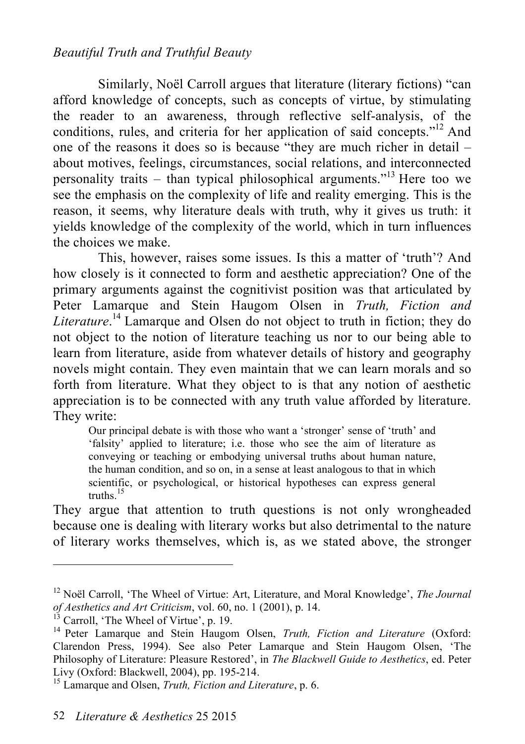Similarly, Noël Carroll argues that literature (literary fictions) "can afford knowledge of concepts, such as concepts of virtue, by stimulating the reader to an awareness, through reflective self-analysis, of the conditions, rules, and criteria for her application of said concepts."[12] And one of the reasons it does so is because "they are much richer in detail – about motives, feelings, circumstances, social relations, and interconnected personality traits – than typical philosophical arguments."[13] Here too we see the emphasis on the complexity of life and reality emerging. This is the reason, it seems, why literature deals with truth, why it gives us truth: it yields knowledge of the complexity of the world, which in turn influences the choices we make.

This, however, raises some issues. Is this a matter of 'truth'? And how closely is it connected to form and aesthetic appreciation? One of the primary arguments against the cognitivist position was that articulated by Peter Lamarque and Stein Haugom Olsen in *Truth, Fiction and Literature*.[14] Lamarque and Olsen do not object to truth in fiction; they do not object to the notion of literature teaching us nor to our being able to learn from literature, aside from whatever details of history and geography novels might contain. They even maintain that we can learn morals and so forth from literature. What they object to is that any notion of aesthetic appreciation is to be connected with any truth value afforded by literature. They write:

> Our principal debate is with those who want a 'stronger' sense of 'truth' and 'falsity' applied to literature; i.e. those who see the aim of literature as conveying or teaching or embodying universal truths about human nature, the human condition, and so on, in a sense at least analogous to that in which scientific, or psychological, or historical hypotheses can express general truths.[15]

They argue that attention to truth questions is not only wrongheaded because one is dealing with literary works but also detrimental to the nature of literary works themselves, which is, as we stated above, the stronger

---

[12] Noël Carroll, 'The Wheel of Virtue: Art, Literature, and Moral Knowledge', *The Journal of Aesthetics and Art Criticism*, vol. 60, no. 1 (2001), p. 14.

[13] Carroll, 'The Wheel of Virtue', p. 19.

[14] Peter Lamarque and Stein Haugom Olsen, *Truth, Fiction and Literature* (Oxford: Clarendon Press, 1994). See also Peter Lamarque and Stein Haugom Olsen, 'The Philosophy of Literature: Pleasure Restored', in *The Blackwell Guide to Aesthetics*, ed. Peter Livy (Oxford: Blackwell, 2004), pp. 195-214.

[15] Lamarque and Olsen, *Truth, Fiction and Literature*, p. 6.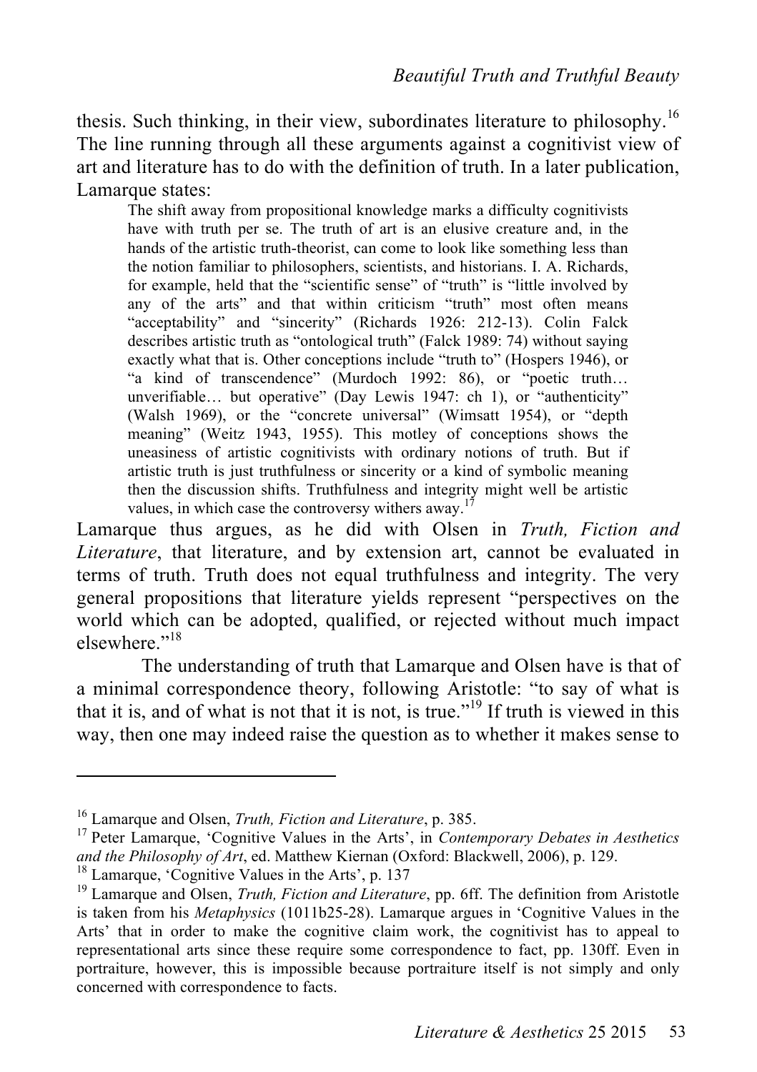thesis. Such thinking, in their view, subordinates literature to philosophy.[16] The line running through all these arguments against a cognitivist view of art and literature has to do with the definition of truth. In a later publication, Lamarque states:

> The shift away from propositional knowledge marks a difficulty cognitivists have with truth per se. The truth of art is an elusive creature and, in the hands of the artistic truth-theorist, can come to look like something less than the notion familiar to philosophers, scientists, and historians. I. A. Richards, for example, held that the "scientific sense" of "truth" is "little involved by any of the arts" and that within criticism "truth" most often means "acceptability" and "sincerity" (Richards 1926: 212-13). Colin Falck describes artistic truth as "ontological truth" (Falck 1989: 74) without saying exactly what that is. Other conceptions include "truth to" (Hospers 1946), or "a kind of transcendence" (Murdoch 1992: 86), or "poetic truth… unverifiable… but operative" (Day Lewis 1947: ch 1), or "authenticity" (Walsh 1969), or the "concrete universal" (Wimsatt 1954), or "depth meaning" (Weitz 1943, 1955). This motley of conceptions shows the uneasiness of artistic cognitivists with ordinary notions of truth. But if artistic truth is just truthfulness or sincerity or a kind of symbolic meaning then the discussion shifts. Truthfulness and integrity might well be artistic values, in which case the controversy withers away.[17]

Lamarque thus argues, as he did with Olsen in *Truth, Fiction and Literature*, that literature, and by extension art, cannot be evaluated in terms of truth. Truth does not equal truthfulness and integrity. The very general propositions that literature yields represent "perspectives on the world which can be adopted, qualified, or rejected without much impact elsewhere."[18]

The understanding of truth that Lamarque and Olsen have is that of a minimal correspondence theory, following Aristotle: "to say of what is that it is, and of what is not that it is not, is true."[19] If truth is viewed in this way, then one may indeed raise the question as to whether it makes sense to

---

[16] Lamarque and Olsen, *Truth, Fiction and Literature*, p. 385.

[17] Peter Lamarque, 'Cognitive Values in the Arts', in *Contemporary Debates in Aesthetics and the Philosophy of Art*, ed. Matthew Kiernan (Oxford: Blackwell, 2006), p. 129.

[18] Lamarque, 'Cognitive Values in the Arts', p. 137

[19] Lamarque and Olsen, *Truth, Fiction and Literature*, pp. 6ff. The definition from Aristotle is taken from his *Metaphysics* (1011b25-28). Lamarque argues in 'Cognitive Values in the Arts' that in order to make the cognitive claim work, the cognitivist has to appeal to representational arts since these require some correspondence to fact, pp. 130ff. Even in portraiture, however, this is impossible because portraiture itself is not simply and only concerned with correspondence to facts.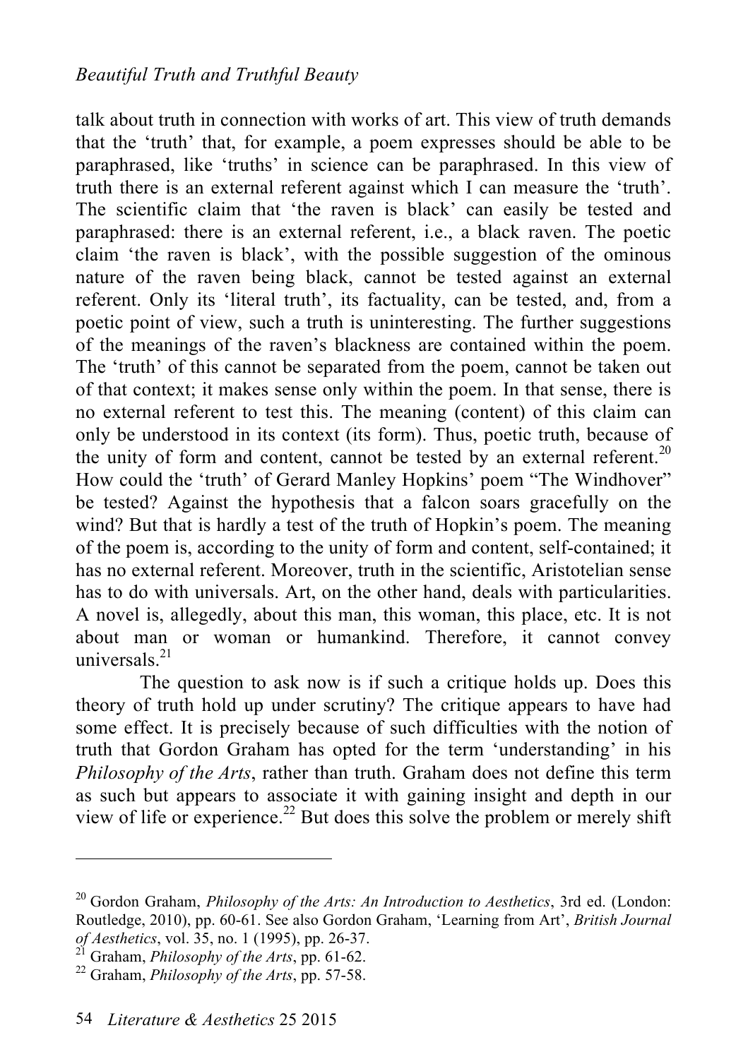talk about truth in connection with works of art. This view of truth demands that the 'truth' that, for example, a poem expresses should be able to be paraphrased, like 'truths' in science can be paraphrased. In this view of truth there is an external referent against which I can measure the 'truth'. The scientific claim that 'the raven is black' can easily be tested and paraphrased: there is an external referent, i.e., a black raven. The poetic claim 'the raven is black', with the possible suggestion of the ominous nature of the raven being black, cannot be tested against an external referent. Only its 'literal truth', its factuality, can be tested, and, from a poetic point of view, such a truth is uninteresting. The further suggestions of the meanings of the raven's blackness are contained within the poem. The 'truth' of this cannot be separated from the poem, cannot be taken out of that context; it makes sense only within the poem. In that sense, there is no external referent to test this. The meaning (content) of this claim can only be understood in its context (its form). Thus, poetic truth, because of the unity of form and content, cannot be tested by an external referent.[20] How could the 'truth' of Gerard Manley Hopkins' poem "The Windhover" be tested? Against the hypothesis that a falcon soars gracefully on the wind? But that is hardly a test of the truth of Hopkin's poem. The meaning of the poem is, according to the unity of form and content, self-contained; it has no external referent. Moreover, truth in the scientific, Aristotelian sense has to do with universals. Art, on the other hand, deals with particularities. A novel is, allegedly, about this man, this woman, this place, etc. It is not about man or woman or humankind. Therefore, it cannot convey universals.[21]

The question to ask now is if such a critique holds up. Does this theory of truth hold up under scrutiny? The critique appears to have had some effect. It is precisely because of such difficulties with the notion of truth that Gordon Graham has opted for the term 'understanding' in his *Philosophy of the Arts*, rather than truth. Graham does not define this term as such but appears to associate it with gaining insight and depth in our view of life or experience.[22] But does this solve the problem or merely shift

---

[20] Gordon Graham, *Philosophy of the Arts: An Introduction to Aesthetics*, 3rd ed. (London: Routledge, 2010), pp. 60-61. See also Gordon Graham, 'Learning from Art', *British Journal of Aesthetics*, vol. 35, no. 1 (1995), pp. 26-37.

[21] Graham, *Philosophy of the Arts*, pp. 61-62.

[22] Graham, *Philosophy of the Arts*, pp. 57-58.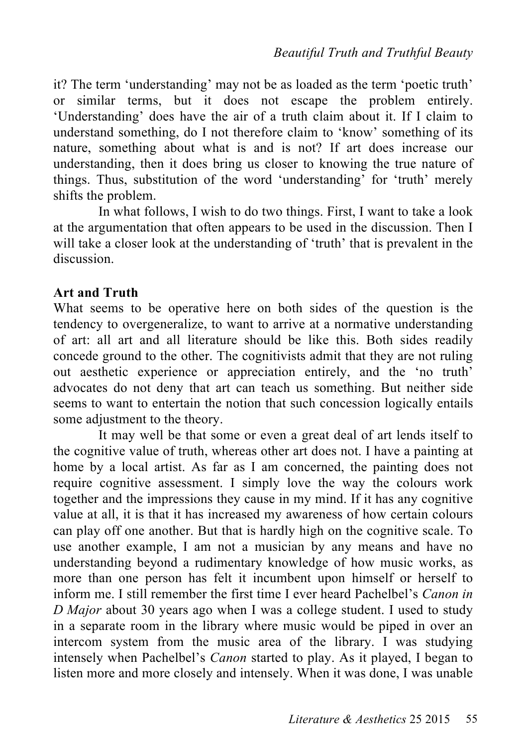it? The term 'understanding' may not be as loaded as the term 'poetic truth' or similar terms, but it does not escape the problem entirely. 'Understanding' does have the air of a truth claim about it. If I claim to understand something, do I not therefore claim to 'know' something of its nature, something about what is and is not? If art does increase our understanding, then it does bring us closer to knowing the true nature of things. Thus, substitution of the word 'understanding' for 'truth' merely shifts the problem.

In what follows, I wish to do two things. First, I want to take a look at the argumentation that often appears to be used in the discussion. Then I will take a closer look at the understanding of 'truth' that is prevalent in the discussion.

**Art and Truth**

What seems to be operative here on both sides of the question is the tendency to overgeneralize, to want to arrive at a normative understanding of art: all art and all literature should be like this. Both sides readily concede ground to the other. The cognitivists admit that they are not ruling out aesthetic experience or appreciation entirely, and the 'no truth' advocates do not deny that art can teach us something. But neither side seems to want to entertain the notion that such concession logically entails some adjustment to the theory.

It may well be that some or even a great deal of art lends itself to the cognitive value of truth, whereas other art does not. I have a painting at home by a local artist. As far as I am concerned, the painting does not require cognitive assessment. I simply love the way the colours work together and the impressions they cause in my mind. If it has any cognitive value at all, it is that it has increased my awareness of how certain colours can play off one another. But that is hardly high on the cognitive scale. To use another example, I am not a musician by any means and have no understanding beyond a rudimentary knowledge of how music works, as more than one person has felt it incumbent upon himself or herself to inform me. I still remember the first time I ever heard Pachelbel's *Canon in D Major* about 30 years ago when I was a college student. I used to study in a separate room in the library where music would be piped in over an intercom system from the music area of the library. I was studying intensely when Pachelbel's *Canon* started to play. As it played, I began to listen more and more closely and intensely. When it was done, I was unable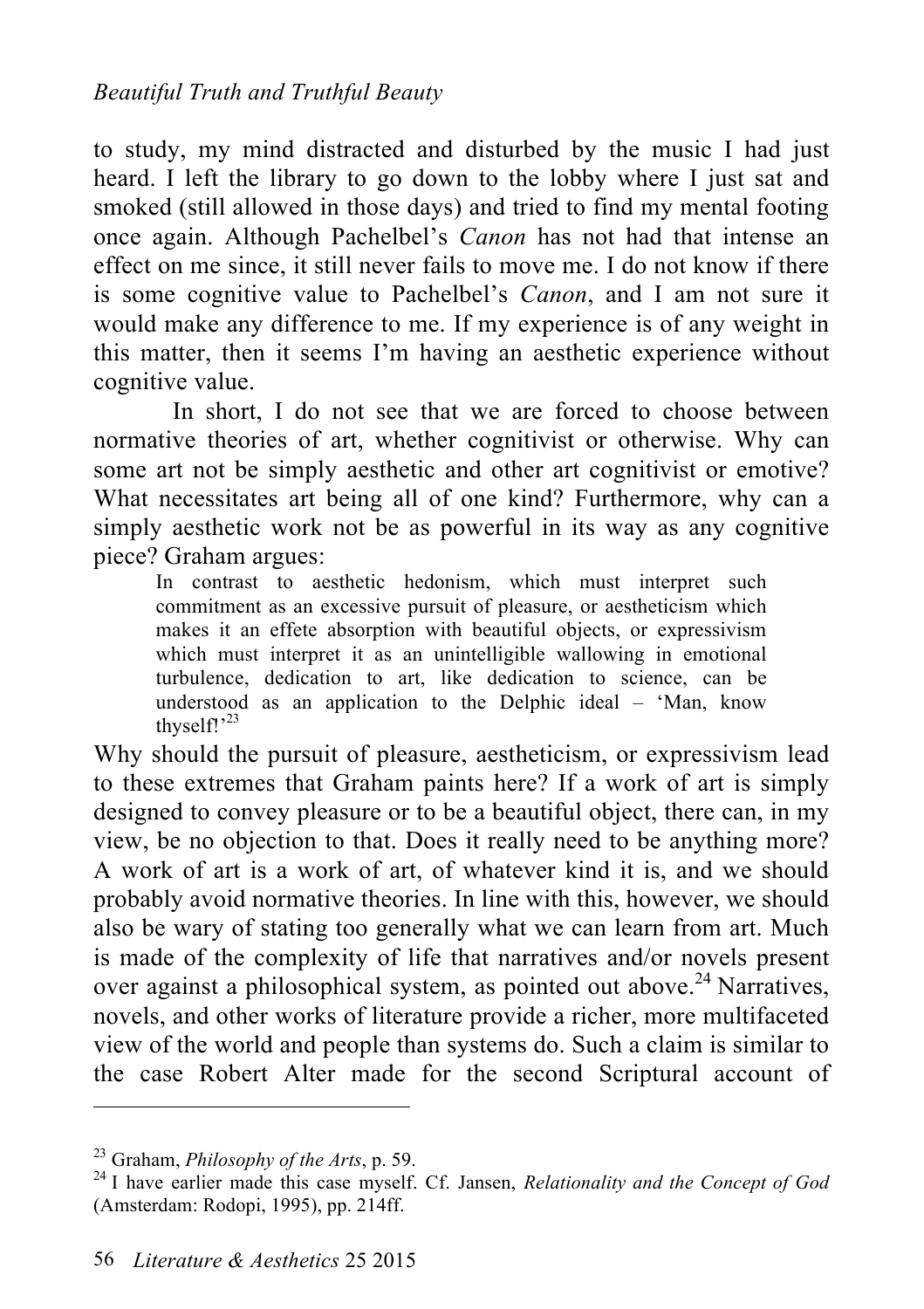to study, my mind distracted and disturbed by the music I had just heard. I left the library to go down to the lobby where I just sat and smoked (still allowed in those days) and tried to find my mental footing once again. Although Pachelbel's *Canon* has not had that intense an effect on me since, it still never fails to move me. I do not know if there is some cognitive value to Pachelbel's *Canon*, and I am not sure it would make any difference to me. If my experience is of any weight in this matter, then it seems I'm having an aesthetic experience without cognitive value.

In short, I do not see that we are forced to choose between normative theories of art, whether cognitivist or otherwise. Why can some art not be simply aesthetic and other art cognitivist or emotive? What necessitates art being all of one kind? Furthermore, why can a simply aesthetic work not be as powerful in its way as any cognitive piece? Graham argues:

> In contrast to aesthetic hedonism, which must interpret such commitment as an excessive pursuit of pleasure, or aestheticism which makes it an effete absorption with beautiful objects, or expressivism which must interpret it as an unintelligible wallowing in emotional turbulence, dedication to art, like dedication to science, can be understood as an application to the Delphic ideal – 'Man, know thyself!'[23]

Why should the pursuit of pleasure, aestheticism, or expressivism lead to these extremes that Graham paints here? If a work of art is simply designed to convey pleasure or to be a beautiful object, there can, in my view, be no objection to that. Does it really need to be anything more? A work of art is a work of art, of whatever kind it is, and we should probably avoid normative theories. In line with this, however, we should also be wary of stating too generally what we can learn from art. Much is made of the complexity of life that narratives and/or novels present over against a philosophical system, as pointed out above.[24] Narratives, novels, and other works of literature provide a richer, more multifaceted view of the world and people than systems do. Such a claim is similar to the case Robert Alter made for the second Scriptural account of

---

[23] Graham, *Philosophy of the Arts*, p. 59.

[24] I have earlier made this case myself. Cf. Jansen, *Relationality and the Concept of God* (Amsterdam: Rodopi, 1995), pp. 214ff.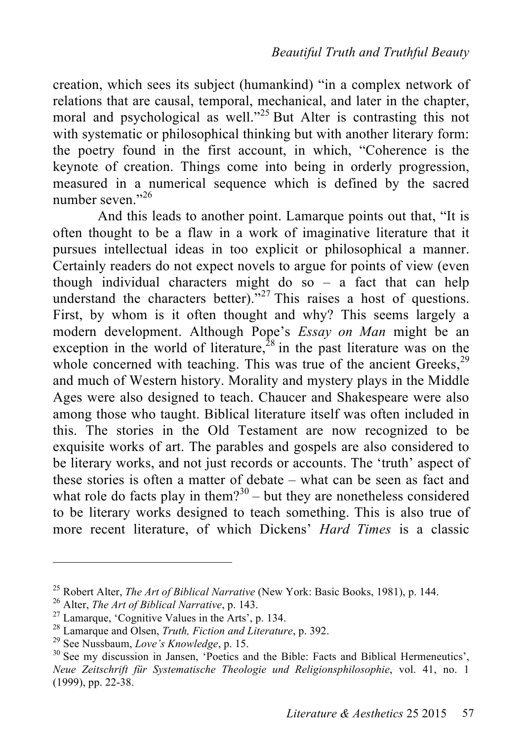creation, which sees its subject (humankind) "in a complex network of relations that are causal, temporal, mechanical, and later in the chapter, moral and psychological as well."[25] But Alter is contrasting this not with systematic or philosophical thinking but with another literary form: the poetry found in the first account, in which, "Coherence is the keynote of creation. Things come into being in orderly progression, measured in a numerical sequence which is defined by the sacred number seven."[26]

And this leads to another point. Lamarque points out that, "It is often thought to be a flaw in a work of imaginative literature that it pursues intellectual ideas in too explicit or philosophical a manner. Certainly readers do not expect novels to argue for points of view (even though individual characters might do so – a fact that can help understand the characters better)."[27] This raises a host of questions. First, by whom is it often thought and why? This seems largely a modern development. Although Pope's *Essay on Man* might be an exception in the world of literature,[28] in the past literature was on the whole concerned with teaching. This was true of the ancient Greeks,[29] and much of Western history. Morality and mystery plays in the Middle Ages were also designed to teach. Chaucer and Shakespeare were also among those who taught. Biblical literature itself was often included in this. The stories in the Old Testament are now recognized to be exquisite works of art. The parables and gospels are also considered to be literary works, and not just records or accounts. The 'truth' aspect of these stories is often a matter of debate – what can be seen as fact and what role do facts play in them?[30] – but they are nonetheless considered to be literary works designed to teach something. This is also true of more recent literature, of which Dickens' *Hard Times* is a classic

---

[25] Robert Alter, *The Art of Biblical Narrative* (New York: Basic Books, 1981), p. 144.

[26] Alter, *The Art of Biblical Narrative*, p. 143.

[27] Lamarque, 'Cognitive Values in the Arts', p. 134.

[28] Lamarque and Olsen, *Truth, Fiction and Literature*, p. 392.

[29] See Nussbaum, *Love's Knowledge*, p. 15.

[30] See my discussion in Jansen, 'Poetics and the Bible: Facts and Biblical Hermeneutics', *Neue Zeitschrift für Systematische Theologie und Religionsphilosophie*, vol. 41, no. 1 (1999), pp. 22-38.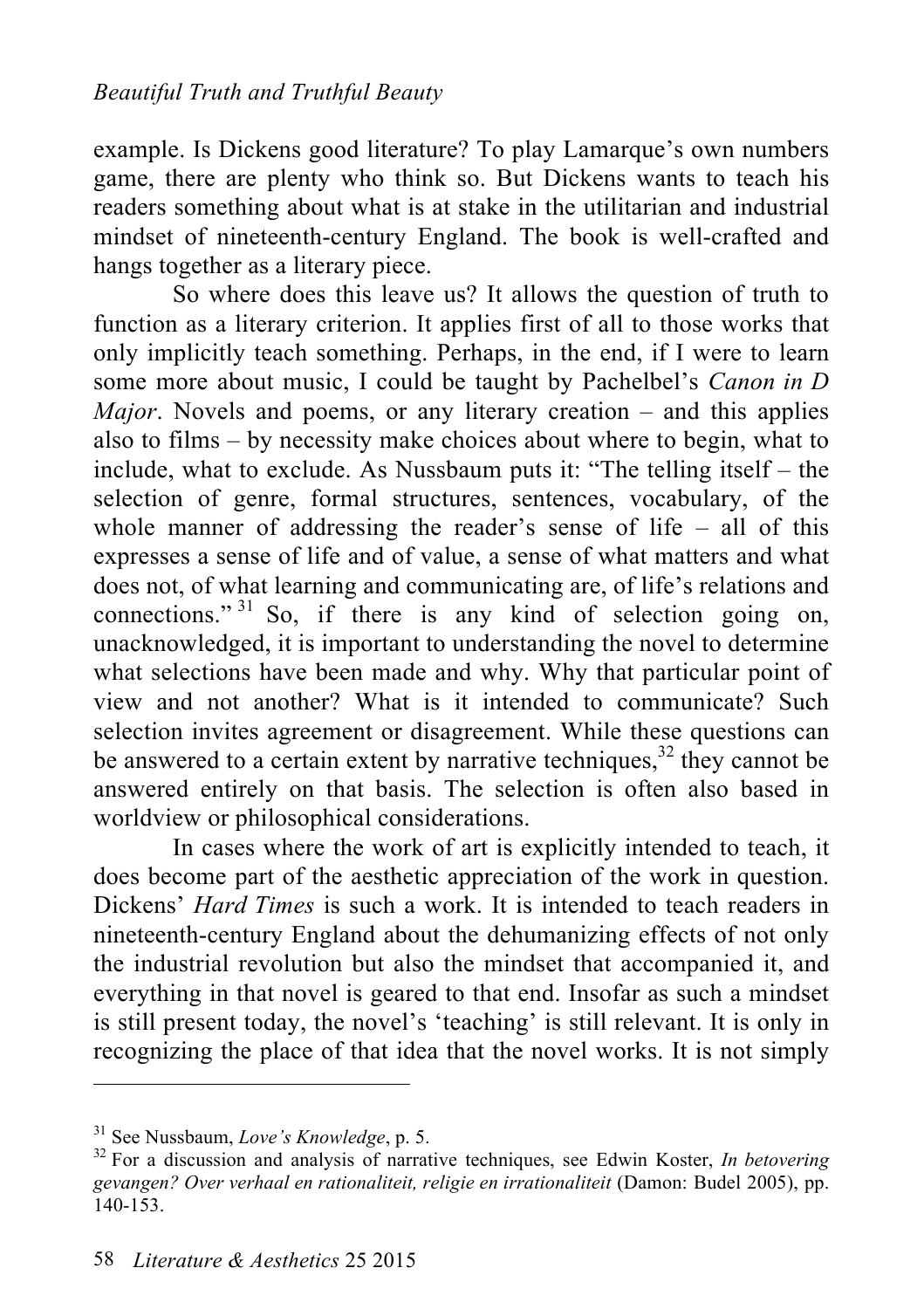example. Is Dickens good literature? To play Lamarque's own numbers game, there are plenty who think so. But Dickens wants to teach his readers something about what is at stake in the utilitarian and industrial mindset of nineteenth-century England. The book is well-crafted and hangs together as a literary piece.

So where does this leave us? It allows the question of truth to function as a literary criterion. It applies first of all to those works that only implicitly teach something. Perhaps, in the end, if I were to learn some more about music, I could be taught by Pachelbel's *Canon in D Major*. Novels and poems, or any literary creation – and this applies also to films – by necessity make choices about where to begin, what to include, what to exclude. As Nussbaum puts it: "The telling itself – the selection of genre, formal structures, sentences, vocabulary, of the whole manner of addressing the reader's sense of life – all of this expresses a sense of life and of value, a sense of what matters and what does not, of what learning and communicating are, of life's relations and connections."[31] So, if there is any kind of selection going on, unacknowledged, it is important to understanding the novel to determine what selections have been made and why. Why that particular point of view and not another? What is it intended to communicate? Such selection invites agreement or disagreement. While these questions can be answered to a certain extent by narrative techniques,[32] they cannot be answered entirely on that basis. The selection is often also based in worldview or philosophical considerations.

In cases where the work of art is explicitly intended to teach, it does become part of the aesthetic appreciation of the work in question. Dickens' *Hard Times* is such a work. It is intended to teach readers in nineteenth-century England about the dehumanizing effects of not only the industrial revolution but also the mindset that accompanied it, and everything in that novel is geared to that end. Insofar as such a mindset is still present today, the novel's 'teaching' is still relevant. It is only in recognizing the place of that idea that the novel works. It is not simply

---

[31] See Nussbaum, *Love's Knowledge*, p. 5.

[32] For a discussion and analysis of narrative techniques, see Edwin Koster, *In betovering gevangen? Over verhaal en rationaliteit, religie en irrationaliteit* (Damon: Budel 2005), pp. 140-153.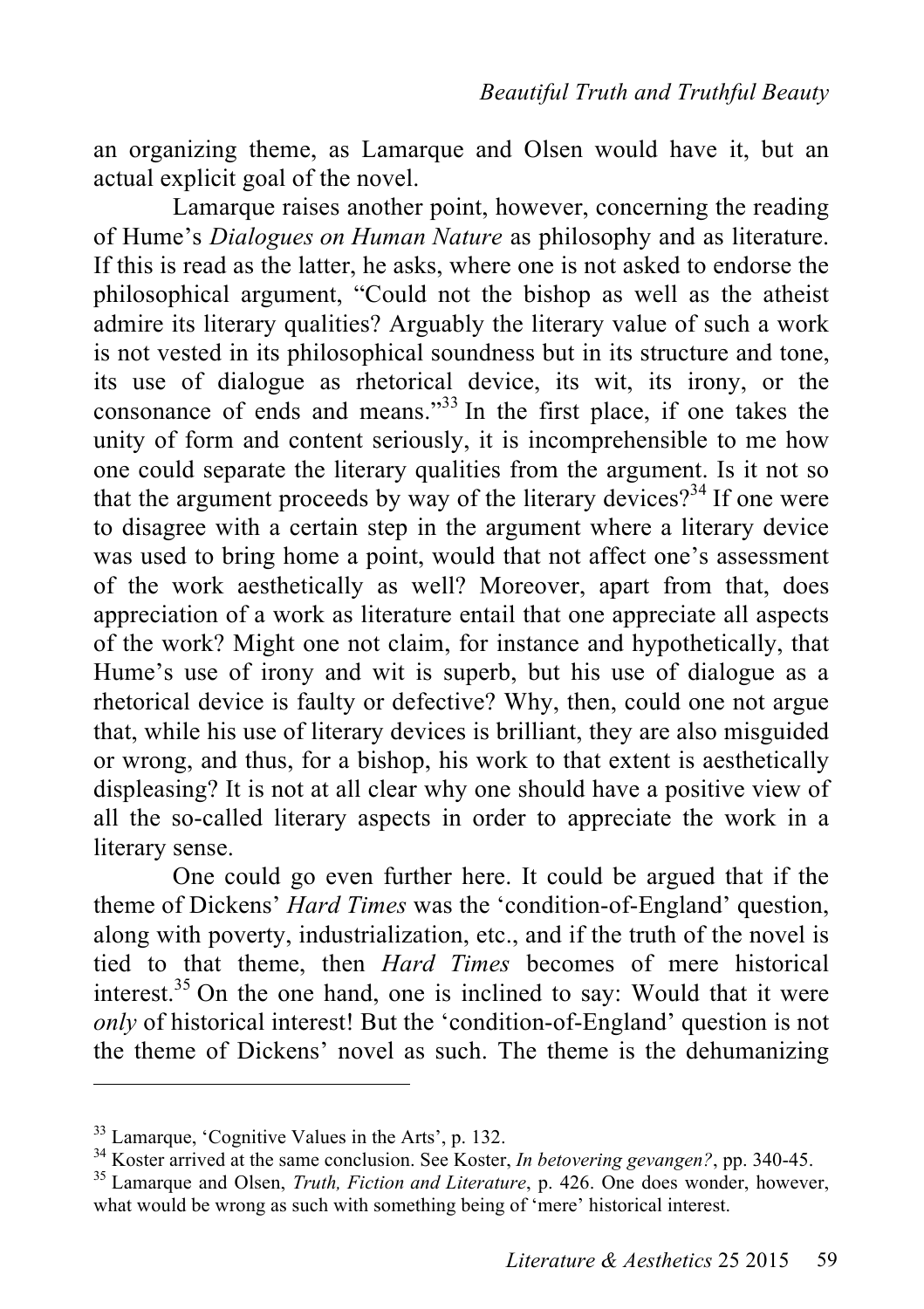an organizing theme, as Lamarque and Olsen would have it, but an actual explicit goal of the novel.

Lamarque raises another point, however, concerning the reading of Hume's *Dialogues on Human Nature* as philosophy and as literature. If this is read as the latter, he asks, where one is not asked to endorse the philosophical argument, "Could not the bishop as well as the atheist admire its literary qualities? Arguably the literary value of such a work is not vested in its philosophical soundness but in its structure and tone, its use of dialogue as rhetorical device, its wit, its irony, or the consonance of ends and means."[33] In the first place, if one takes the unity of form and content seriously, it is incomprehensible to me how one could separate the literary qualities from the argument. Is it not so that the argument proceeds by way of the literary devices?[34] If one were to disagree with a certain step in the argument where a literary device was used to bring home a point, would that not affect one's assessment of the work aesthetically as well? Moreover, apart from that, does appreciation of a work as literature entail that one appreciate all aspects of the work? Might one not claim, for instance and hypothetically, that Hume's use of irony and wit is superb, but his use of dialogue as a rhetorical device is faulty or defective? Why, then, could one not argue that, while his use of literary devices is brilliant, they are also misguided or wrong, and thus, for a bishop, his work to that extent is aesthetically displeasing? It is not at all clear why one should have a positive view of all the so-called literary aspects in order to appreciate the work in a literary sense.

One could go even further here. It could be argued that if the theme of Dickens' *Hard Times* was the 'condition-of-England' question, along with poverty, industrialization, etc., and if the truth of the novel is tied to that theme, then *Hard Times* becomes of mere historical interest.[35] On the one hand, one is inclined to say: Would that it were *only* of historical interest! But the 'condition-of-England' question is not the theme of Dickens' novel as such. The theme is the dehumanizing

---

[33] Lamarque, 'Cognitive Values in the Arts', p. 132.

[34] Koster arrived at the same conclusion. See Koster, *In betovering gevangen?*, pp. 340-45.

[35] Lamarque and Olsen, *Truth, Fiction and Literature*, p. 426. One does wonder, however, what would be wrong as such with something being of 'mere' historical interest.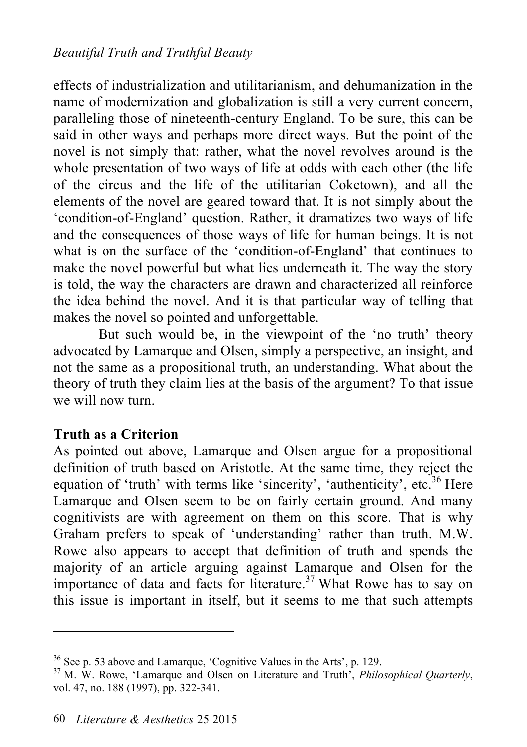effects of industrialization and utilitarianism, and dehumanization in the name of modernization and globalization is still a very current concern, paralleling those of nineteenth-century England. To be sure, this can be said in other ways and perhaps more direct ways. But the point of the novel is not simply that: rather, what the novel revolves around is the whole presentation of two ways of life at odds with each other (the life of the circus and the life of the utilitarian Coketown), and all the elements of the novel are geared toward that. It is not simply about the 'condition-of-England' question. Rather, it dramatizes two ways of life and the consequences of those ways of life for human beings. It is not what is on the surface of the 'condition-of-England' that continues to make the novel powerful but what lies underneath it. The way the story is told, the way the characters are drawn and characterized all reinforce the idea behind the novel. And it is that particular way of telling that makes the novel so pointed and unforgettable.

But such would be, in the viewpoint of the 'no truth' theory advocated by Lamarque and Olsen, simply a perspective, an insight, and not the same as a propositional truth, an understanding. What about the theory of truth they claim lies at the basis of the argument? To that issue we will now turn.

## Truth as a Criterion

As pointed out above, Lamarque and Olsen argue for a propositional definition of truth based on Aristotle. At the same time, they reject the equation of 'truth' with terms like 'sincerity', 'authenticity', etc.[36] Here Lamarque and Olsen seem to be on fairly certain ground. And many cognitivists are with agreement on them on this score. That is why Graham prefers to speak of 'understanding' rather than truth. M.W. Rowe also appears to accept that definition of truth and spends the majority of an article arguing against Lamarque and Olsen for the importance of data and facts for literature.[37] What Rowe has to say on this issue is important in itself, but it seems to me that such attempts

---

[36] See p. 53 above and Lamarque, 'Cognitive Values in the Arts', p. 129.

[37] M. W. Rowe, 'Lamarque and Olsen on Literature and Truth', *Philosophical Quarterly*, vol. 47, no. 188 (1997), pp. 322-341.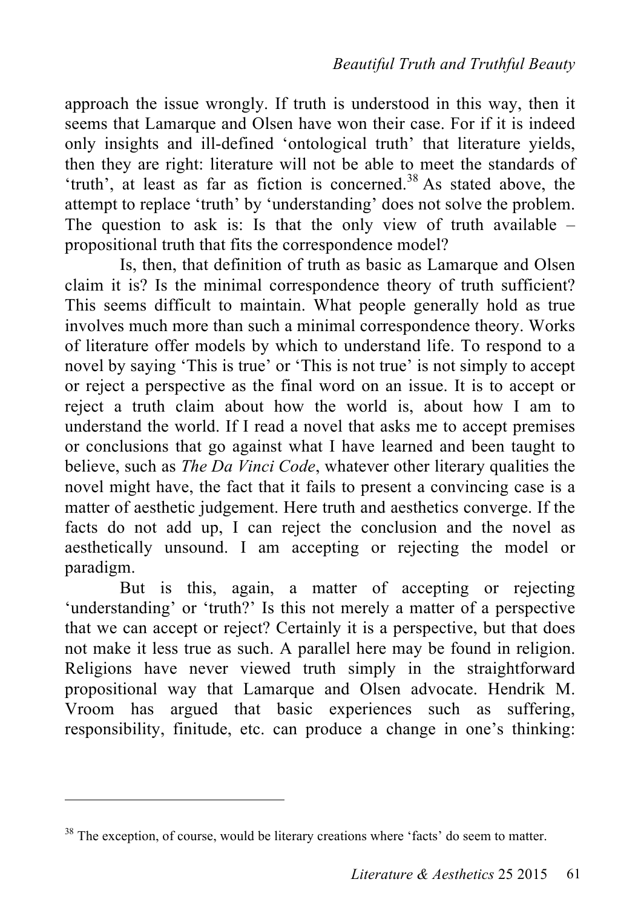approach the issue wrongly. If truth is understood in this way, then it seems that Lamarque and Olsen have won their case. For if it is indeed only insights and ill-defined 'ontological truth' that literature yields, then they are right: literature will not be able to meet the standards of 'truth', at least as far as fiction is concerned.[38] As stated above, the attempt to replace 'truth' by 'understanding' does not solve the problem. The question to ask is: Is that the only view of truth available – propositional truth that fits the correspondence model?

Is, then, that definition of truth as basic as Lamarque and Olsen claim it is? Is the minimal correspondence theory of truth sufficient? This seems difficult to maintain. What people generally hold as true involves much more than such a minimal correspondence theory. Works of literature offer models by which to understand life. To respond to a novel by saying 'This is true' or 'This is not true' is not simply to accept or reject a perspective as the final word on an issue. It is to accept or reject a truth claim about how the world is, about how I am to understand the world. If I read a novel that asks me to accept premises or conclusions that go against what I have learned and been taught to believe, such as *The Da Vinci Code*, whatever other literary qualities the novel might have, the fact that it fails to present a convincing case is a matter of aesthetic judgement. Here truth and aesthetics converge. If the facts do not add up, I can reject the conclusion and the novel as aesthetically unsound. I am accepting or rejecting the model or paradigm.

But is this, again, a matter of accepting or rejecting 'understanding' or 'truth?' Is this not merely a matter of a perspective that we can accept or reject? Certainly it is a perspective, but that does not make it less true as such. A parallel here may be found in religion. Religions have never viewed truth simply in the straightforward propositional way that Lamarque and Olsen advocate. Hendrik M. Vroom has argued that basic experiences such as suffering, responsibility, finitude, etc. can produce a change in one's thinking:

---

[38] The exception, of course, would be literary creations where 'facts' do seem to matter.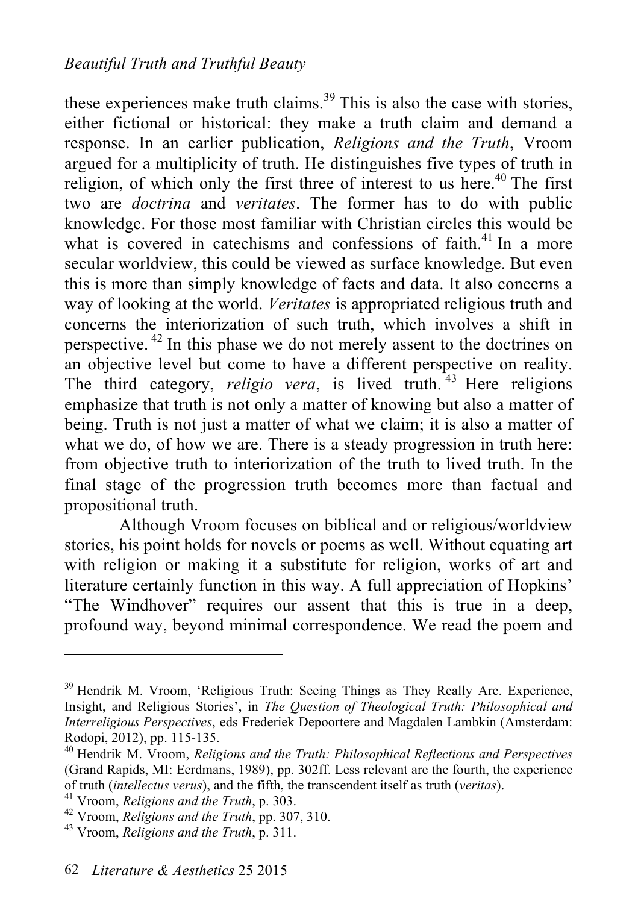these experiences make truth claims.[39] This is also the case with stories, either fictional or historical: they make a truth claim and demand a response. In an earlier publication, *Religions and the Truth*, Vroom argued for a multiplicity of truth. He distinguishes five types of truth in religion, of which only the first three of interest to us here.[40] The first two are *doctrina* and *veritates*. The former has to do with public knowledge. For those most familiar with Christian circles this would be what is covered in catechisms and confessions of faith.[41] In a more secular worldview, this could be viewed as surface knowledge. But even this is more than simply knowledge of facts and data. It also concerns a way of looking at the world. *Veritates* is appropriated religious truth and concerns the interiorization of such truth, which involves a shift in perspective.[42] In this phase we do not merely assent to the doctrines on an objective level but come to have a different perspective on reality. The third category, *religio vera*, is lived truth.[43] Here religions emphasize that truth is not only a matter of knowing but also a matter of being. Truth is not just a matter of what we claim; it is also a matter of what we do, of how we are. There is a steady progression in truth here: from objective truth to interiorization of the truth to lived truth. In the final stage of the progression truth becomes more than factual and propositional truth.

Although Vroom focuses on biblical and or religious/worldview stories, his point holds for novels or poems as well. Without equating art with religion or making it a substitute for religion, works of art and literature certainly function in this way. A full appreciation of Hopkins' "The Windhover" requires our assent that this is true in a deep, profound way, beyond minimal correspondence. We read the poem and

---

[39] Hendrik M. Vroom, 'Religious Truth: Seeing Things as They Really Are. Experience, Insight, and Religious Stories', in *The Question of Theological Truth: Philosophical and Interreligious Perspectives*, eds Frederiek Depoortere and Magdalen Lambkin (Amsterdam: Rodopi, 2012), pp. 115-135.

[40] Hendrik M. Vroom, *Religions and the Truth: Philosophical Reflections and Perspectives* (Grand Rapids, MI: Eerdmans, 1989), pp. 302ff. Less relevant are the fourth, the experience of truth (*intellectus verus*), and the fifth, the transcendent itself as truth (*veritas*).

[41] Vroom, *Religions and the Truth*, p. 303.

[42] Vroom, *Religions and the Truth*, pp. 307, 310.

[43] Vroom, *Religions and the Truth*, p. 311.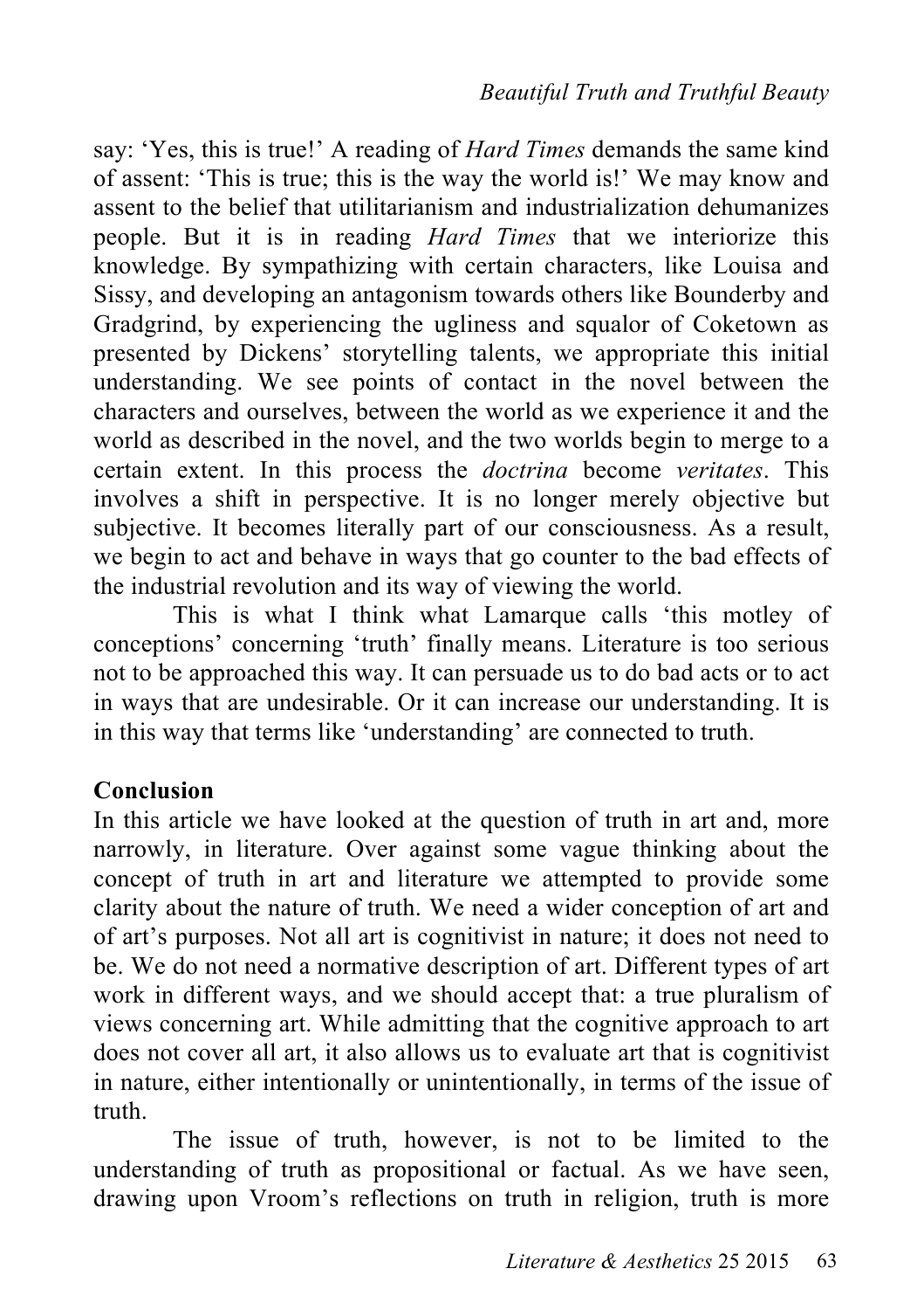say: 'Yes, this is true!' A reading of *Hard Times* demands the same kind of assent: 'This is true; this is the way the world is!' We may know and assent to the belief that utilitarianism and industrialization dehumanizes people. But it is in reading *Hard Times* that we interiorize this knowledge. By sympathizing with certain characters, like Louisa and Sissy, and developing an antagonism towards others like Bounderby and Gradgrind, by experiencing the ugliness and squalor of Coketown as presented by Dickens' storytelling talents, we appropriate this initial understanding. We see points of contact in the novel between the characters and ourselves, between the world as we experience it and the world as described in the novel, and the two worlds begin to merge to a certain extent. In this process the *doctrina* become *veritates*. This involves a shift in perspective. It is no longer merely objective but subjective. It becomes literally part of our consciousness. As a result, we begin to act and behave in ways that go counter to the bad effects of the industrial revolution and its way of viewing the world.

This is what I think what Lamarque calls 'this motley of conceptions' concerning 'truth' finally means. Literature is too serious not to be approached this way. It can persuade us to do bad acts or to act in ways that are undesirable. Or it can increase our understanding. It is in this way that terms like 'understanding' are connected to truth.

**Conclusion**

In this article we have looked at the question of truth in art and, more narrowly, in literature. Over against some vague thinking about the concept of truth in art and literature we attempted to provide some clarity about the nature of truth. We need a wider conception of art and of art's purposes. Not all art is cognitivist in nature; it does not need to be. We do not need a normative description of art. Different types of art work in different ways, and we should accept that: a true pluralism of views concerning art. While admitting that the cognitive approach to art does not cover all art, it also allows us to evaluate art that is cognitivist in nature, either intentionally or unintentionally, in terms of the issue of truth.

The issue of truth, however, is not to be limited to the understanding of truth as propositional or factual. As we have seen, drawing upon Vroom's reflections on truth in religion, truth is more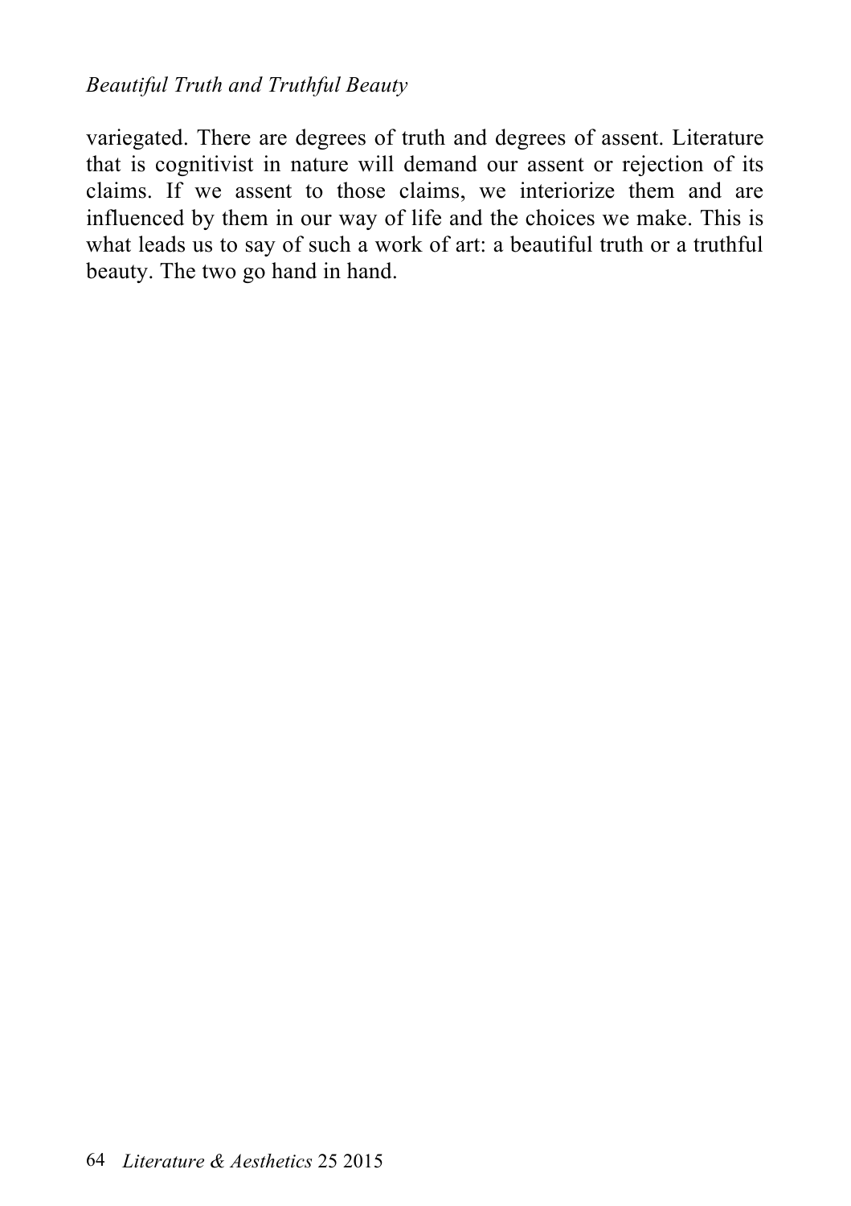variegated. There are degrees of truth and degrees of assent. Literature that is cognitivist in nature will demand our assent or rejection of its claims. If we assent to those claims, we interiorize them and are influenced by them in our way of life and the choices we make. This is what leads us to say of such a work of art: a beautiful truth or a truthful beauty. The two go hand in hand.